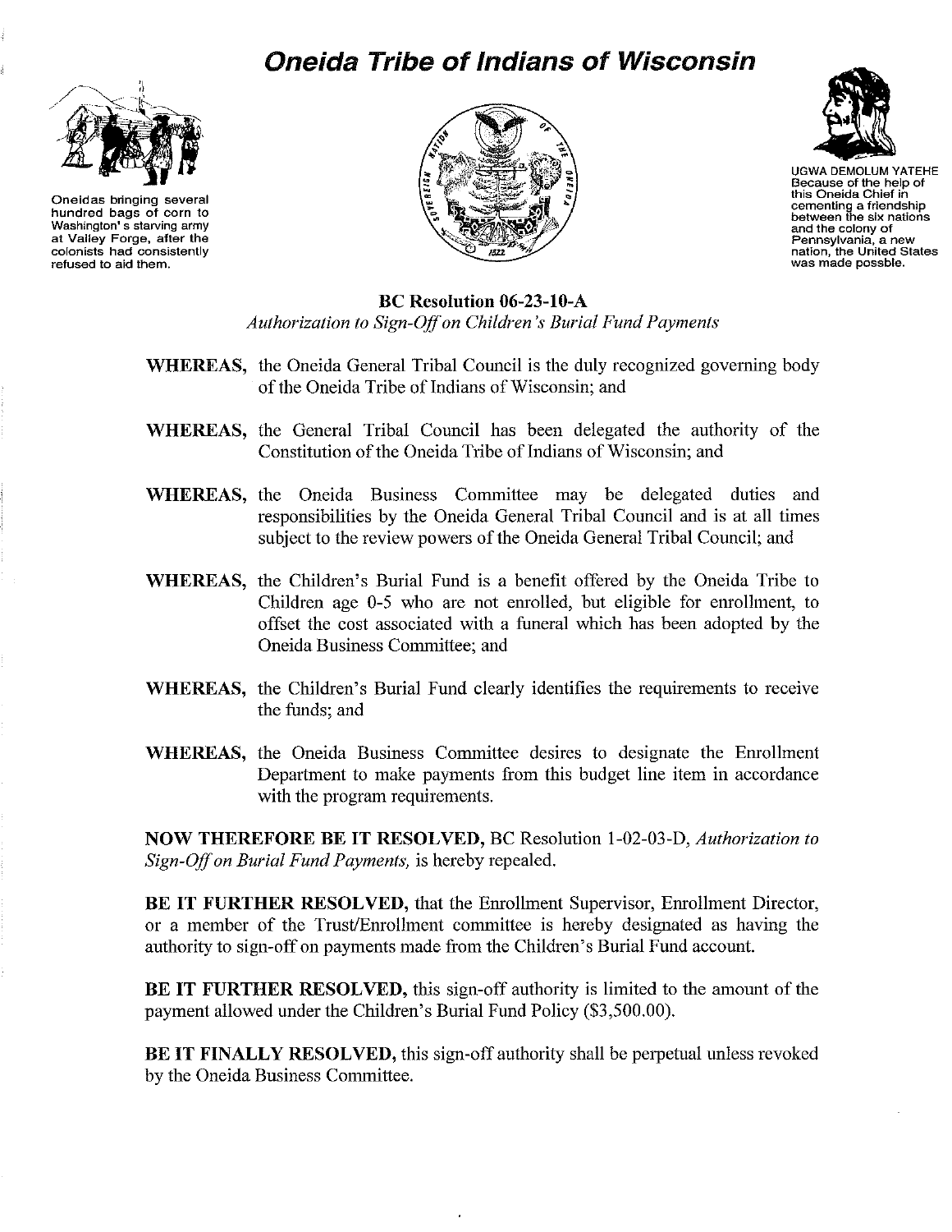# Oneida Tribe of Indians of Wisconsin

Oneidas bringing several hundred bags of corn to Washington's starving army at Valley Forge, after the colonists had consistently refused to aid them.

UGWA DEMOLUM YATEHE Because of the help of this Oneida Chief in cementing a friendship between the six nations and the colony of Pennsylvania, a new nation, the United States was made possble.

**BC Resolution 06-23-10-A**

*Authorization to Sign-Off on Children's Burial Fund Payments*

**WHEREAS,** the Oneida General Tribal Council is the duly recognized governing body of the Oneida Tribe of Indians of Wisconsin; and

**WHEREAS,** the General Tribal Council has been delegated the authority of the Constitution of the Oneida Tribe of Indians of Wisconsin; and

**WHEREAS,** the Oneida Business Committee may be delegated duties and responsibilities by the Oneida General Tribal Council and is at all times subject to the review powers of the Oneida General Tribal Council; and

**WHEREAS,** the Children's Burial Fund is a benefit offered by the Oneida Tribe to Children age 0-5 who are not enrolled, but eligible for enrollment, to offset the cost associated with a funeral which has been adopted by the Oneida Business Committee; and

**WHEREAS,** the Children's Burial Fund clearly identifies the requirements to receive the funds; and

**WHEREAS,** the Oneida Business Committee desires to designate the Enrollment Department to make payments from this budget line item in accordance with the program requirements.

**NOW THEREFORE BE IT RESOLVED,** BC Resolution 1-02-03-D, *Authorization to Sign-Off on Burial Fund Payments,* is hereby repealed.

**BE IT FURTHER RESOLVED,** that the Enrollment Supervisor, Enrollment Director, or a member of the Trust/Enrollment committee is hereby designated as having the authority to sign-off on payments made from the Children's Burial Fund account.

**BE IT FURTHER RESOLVED,** this sign-off authority is limited to the amount of the payment allowed under the Children's Burial Fund Policy ($3,500.00).

**BE IT FINALLY RESOLVED,** this sign-off authority shall be perpetual unless revoked by the Oneida Business Committee.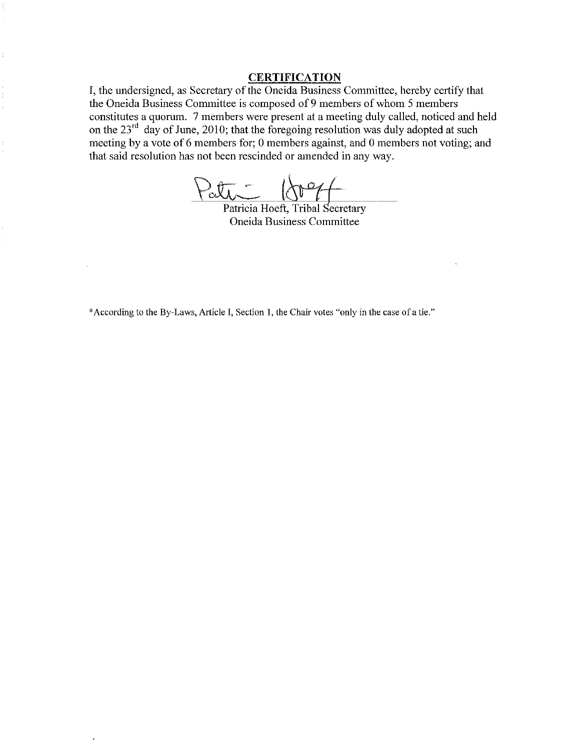## CERTIFICATION

I, the undersigned, as Secretary of the Oneida Business Committee, hereby certify that the Oneida Business Committee is composed of 9 members of whom 5 members constitutes a quorum. 7 members were present at a meeting duly called, noticed and held on the 23rd day of June, 2010; that the foregoing resolution was duly adopted at such meeting by a vote of 6 members for; 0 members against, and 0 members not voting; and that said resolution has not been rescinded or amended in any way.

Patricia Hoeft, Tribal Secretary
Oneida Business Committee

*According to the By-Laws, Article I, Section 1, the Chair votes "only in the case of a tie."